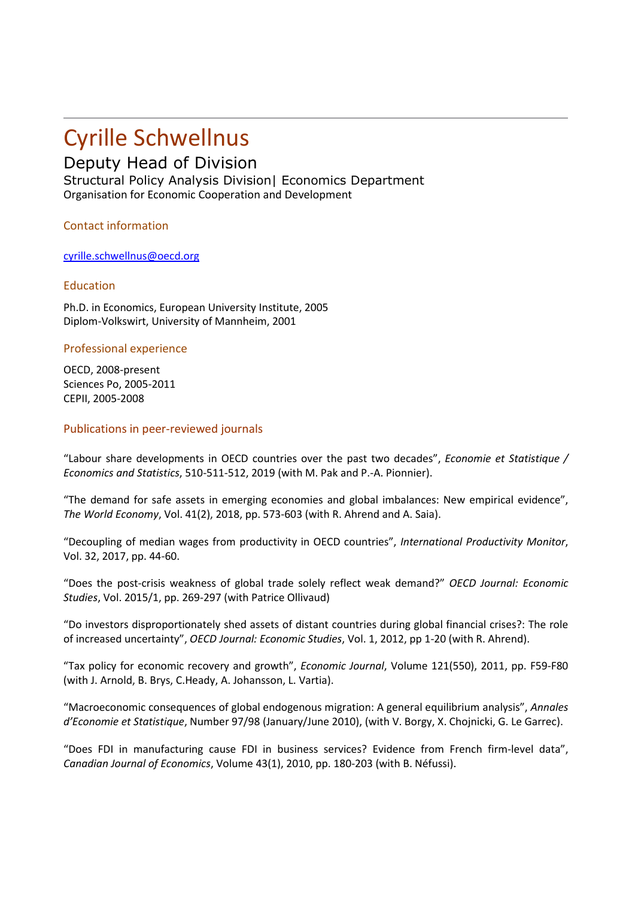# Cyrille Schwellnus

## Deputy Head of Division

Structural Policy Analysis Division| Economics Department
Organisation for Economic Cooperation and Development

### Contact information

cyrille.schwellnus@oecd.org

### Education

Ph.D. in Economics, European University Institute, 2005
Diplom-Volkswirt, University of Mannheim, 2001

### Professional experience

OECD, 2008-present
Sciences Po, 2005-2011
CEPII, 2005-2008

### Publications in peer-reviewed journals

"Labour share developments in OECD countries over the past two decades", *Economie et Statistique / Economics and Statistics*, 510-511-512, 2019 (with M. Pak and P.-A. Pionnier).

"The demand for safe assets in emerging economies and global imbalances: New empirical evidence", *The World Economy*, Vol. 41(2), 2018, pp. 573-603 (with R. Ahrend and A. Saia).

"Decoupling of median wages from productivity in OECD countries", *International Productivity Monitor*, Vol. 32, 2017, pp. 44-60.

"Does the post-crisis weakness of global trade solely reflect weak demand?" *OECD Journal: Economic Studies*, Vol. 2015/1, pp. 269-297 (with Patrice Ollivaud)

"Do investors disproportionately shed assets of distant countries during global financial crises?: The role of increased uncertainty", *OECD Journal: Economic Studies*, Vol. 1, 2012, pp 1-20 (with R. Ahrend).

"Tax policy for economic recovery and growth", *Economic Journal*, Volume 121(550), 2011, pp. F59-F80 (with J. Arnold, B. Brys, C.Heady, A. Johansson, L. Vartia).

"Macroeconomic consequences of global endogenous migration: A general equilibrium analysis", *Annales d'Economie et Statistique*, Number 97/98 (January/June 2010), (with V. Borgy, X. Chojnicki, G. Le Garrec).

"Does FDI in manufacturing cause FDI in business services? Evidence from French firm-level data", *Canadian Journal of Economics*, Volume 43(1), 2010, pp. 180-203 (with B. Néfussi).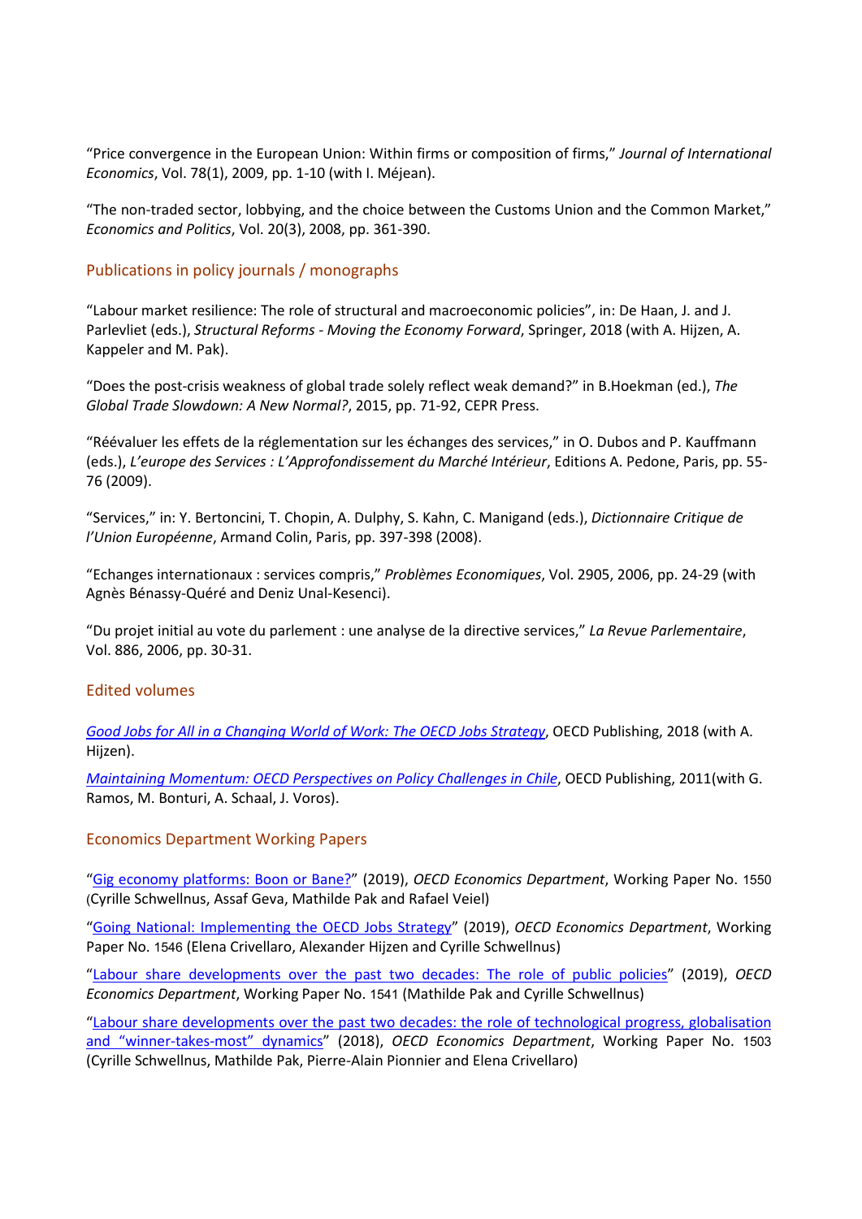"Price convergence in the European Union: Within firms or composition of firms," *Journal of International Economics*, Vol. 78(1), 2009, pp. 1-10 (with I. Méjean).

"The non-traded sector, lobbying, and the choice between the Customs Union and the Common Market," *Economics and Politics*, Vol. 20(3), 2008, pp. 361-390.

## Publications in policy journals / monographs

"Labour market resilience: The role of structural and macroeconomic policies", in: De Haan, J. and J. Parlevliet (eds.), *Structural Reforms - Moving the Economy Forward*, Springer, 2018 (with A. Hijzen, A. Kappeler and M. Pak).

"Does the post-crisis weakness of global trade solely reflect weak demand?" in B.Hoekman (ed.), *The Global Trade Slowdown: A New Normal?*, 2015, pp. 71-92, CEPR Press.

"Réévaluer les effets de la réglementation sur les échanges des services," in O. Dubos and P. Kauffmann (eds.), *L'europe des Services : L'Approfondissement du Marché Intérieur*, Editions A. Pedone, Paris, pp. 55-76 (2009).

"Services," in: Y. Bertoncini, T. Chopin, A. Dulphy, S. Kahn, C. Manigand (eds.), *Dictionnaire Critique de l'Union Européenne*, Armand Colin, Paris, pp. 397-398 (2008).

"Echanges internationaux : services compris," *Problèmes Economiques*, Vol. 2905, 2006, pp. 24-29 (with Agnès Bénassy-Quéré and Deniz Unal-Kesenci).

"Du projet initial au vote du parlement : une analyse de la directive services," *La Revue Parlementaire*, Vol. 886, 2006, pp. 30-31.

## Edited volumes

*Good Jobs for All in a Changing World of Work: The OECD Jobs Strategy*, OECD Publishing, 2018 (with A. Hijzen).

*Maintaining Momentum: OECD Perspectives on Policy Challenges in Chile*, OECD Publishing, 2011(with G. Ramos, M. Bonturi, A. Schaal, J. Voros).

## Economics Department Working Papers

"Gig economy platforms: Boon or Bane?" (2019), *OECD Economics Department*, Working Paper No. 1550 (Cyrille Schwellnus, Assaf Geva, Mathilde Pak and Rafael Veiel)

"Going National: Implementing the OECD Jobs Strategy" (2019), *OECD Economics Department*, Working Paper No. 1546 (Elena Crivellaro, Alexander Hijzen and Cyrille Schwellnus)

"Labour share developments over the past two decades: The role of public policies" (2019), *OECD Economics Department*, Working Paper No. 1541 (Mathilde Pak and Cyrille Schwellnus)

"Labour share developments over the past two decades: the role of technological progress, globalisation and "winner-takes-most" dynamics" (2018), *OECD Economics Department*, Working Paper No. 1503 (Cyrille Schwellnus, Mathilde Pak, Pierre-Alain Pionnier and Elena Crivellaro)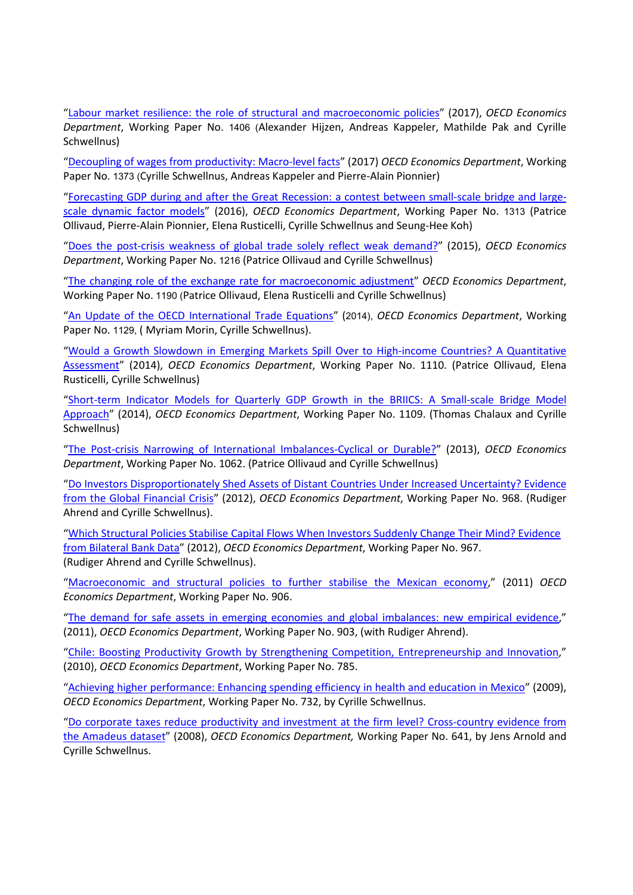"Labour market resilience: the role of structural and macroeconomic policies" (2017), *OECD Economics Department*, Working Paper No. 1406 (Alexander Hijzen, Andreas Kappeler, Mathilde Pak and Cyrille Schwellnus)

"Decoupling of wages from productivity: Macro-level facts" (2017) *OECD Economics Department*, Working Paper No. 1373 (Cyrille Schwellnus, Andreas Kappeler and Pierre-Alain Pionnier)

"Forecasting GDP during and after the Great Recession: a contest between small-scale bridge and large-scale dynamic factor models" (2016), *OECD Economics Department*, Working Paper No. 1313 (Patrice Ollivaud, Pierre-Alain Pionnier, Elena Rusticelli, Cyrille Schwellnus and Seung-Hee Koh)

"Does the post-crisis weakness of global trade solely reflect weak demand?" (2015), *OECD Economics Department*, Working Paper No. 1216 (Patrice Ollivaud and Cyrille Schwellnus)

"The changing role of the exchange rate for macroeconomic adjustment" *OECD Economics Department*, Working Paper No. 1190 (Patrice Ollivaud, Elena Rusticelli and Cyrille Schwellnus)

"An Update of the OECD International Trade Equations" (2014), *OECD Economics Department*, Working Paper No. 1129, ( Myriam Morin, Cyrille Schwellnus).

"Would a Growth Slowdown in Emerging Markets Spill Over to High-income Countries? A Quantitative Assessment" (2014), *OECD Economics Department*, Working Paper No. 1110. (Patrice Ollivaud, Elena Rusticelli, Cyrille Schwellnus)

"Short-term Indicator Models for Quarterly GDP Growth in the BRIICS: A Small-scale Bridge Model Approach" (2014), *OECD Economics Department*, Working Paper No. 1109. (Thomas Chalaux and Cyrille Schwellnus)

"The Post-crisis Narrowing of International Imbalances-Cyclical or Durable?" (2013), *OECD Economics Department*, Working Paper No. 1062. (Patrice Ollivaud and Cyrille Schwellnus)

"Do Investors Disproportionately Shed Assets of Distant Countries Under Increased Uncertainty? Evidence from the Global Financial Crisis" (2012), *OECD Economics Department*, Working Paper No. 968. (Rudiger Ahrend and Cyrille Schwellnus).

"Which Structural Policies Stabilise Capital Flows When Investors Suddenly Change Their Mind? Evidence from Bilateral Bank Data" (2012), *OECD Economics Department*, Working Paper No. 967. (Rudiger Ahrend and Cyrille Schwellnus).

"Macroeconomic and structural policies to further stabilise the Mexican economy," (2011) *OECD Economics Department*, Working Paper No. 906.

"The demand for safe assets in emerging economies and global imbalances: new empirical evidence," (2011), *OECD Economics Department*, Working Paper No. 903, (with Rudiger Ahrend).

"Chile: Boosting Productivity Growth by Strengthening Competition, Entrepreneurship and Innovation," (2010), *OECD Economics Department*, Working Paper No. 785.

"Achieving higher performance: Enhancing spending efficiency in health and education in Mexico" (2009), *OECD Economics Department*, Working Paper No. 732, by Cyrille Schwellnus.

"Do corporate taxes reduce productivity and investment at the firm level? Cross-country evidence from the Amadeus dataset" (2008), *OECD Economics Department,* Working Paper No. 641, by Jens Arnold and Cyrille Schwellnus.